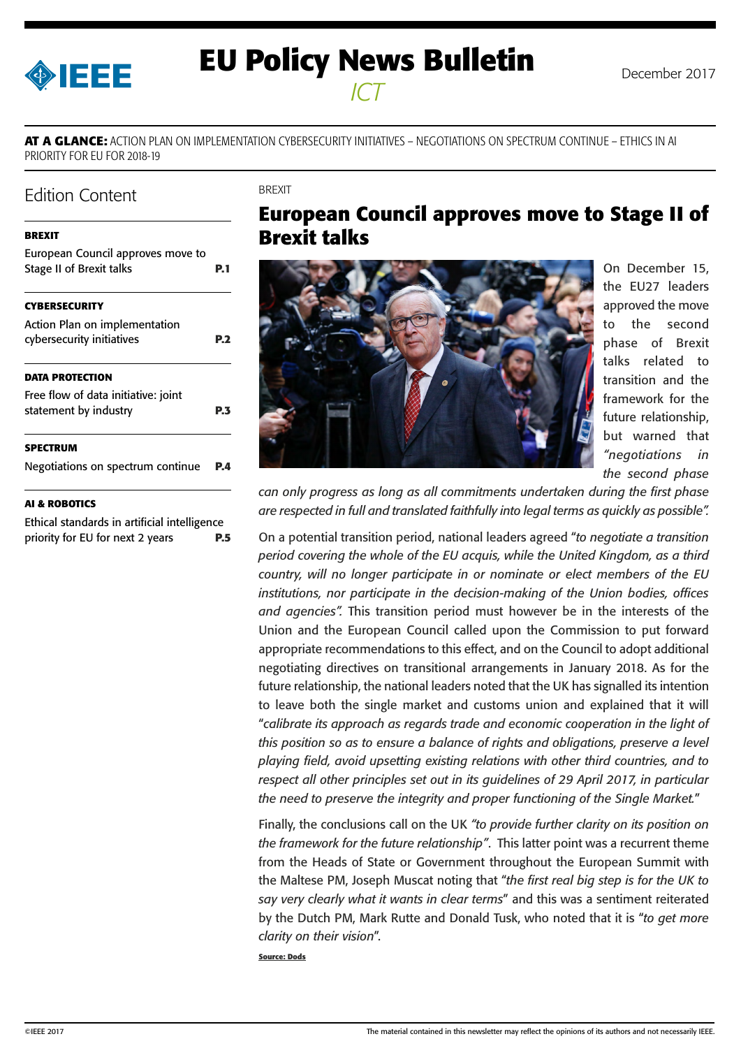# EU Policy News Bulletin

*ICT*

December 2017

**AT A GLANCE:** ACTION PLAN ON IMPLEMENTATION CYBERSECURITY INITIATIVES – NEGOTIATIONS ON SPECTRUM CONTINUE – ETHICS IN AI PRIORITY FOR EU FOR 2018-19

## Edition Content

**BREXIT**

European Council approves move to Stage II of Brexit talks **P.1**

**CYBERSECURITY**

Action Plan on implementation cybersecurity initiatives **P.2**

**DATA PROTECTION**

Free flow of data initiative: joint statement by industry **P.3**

**SPECTRUM**

Negotiations on spectrum continue **P.4**

**AI & ROBOTICS**

Ethical standards in artificial intelligence priority for EU for next 2 years **P.5**

BREXIT

## European Council approves move to Stage II of Brexit talks

On December 15, the EU27 leaders approved the move to the second phase of Brexit talks related to transition and the framework for the future relationship, but warned that *"negotiations in the second phase can only progress as long as all commitments undertaken during the first phase are respected in full and translated faithfully into legal terms as quickly as possible".*

On a potential transition period, national leaders agreed "*to negotiate a transition period covering the whole of the EU acquis, while the United Kingdom, as a third country, will no longer participate in or nominate or elect members of the EU institutions, nor participate in the decision-making of the Union bodies, offices and agencies".* This transition period must however be in the interests of the Union and the European Council called upon the Commission to put forward appropriate recommendations to this effect, and on the Council to adopt additional negotiating directives on transitional arrangements in January 2018. As for the future relationship, the national leaders noted that the UK has signalled its intention to leave both the single market and customs union and explained that it will "*calibrate its approach as regards trade and economic cooperation in the light of this position so as to ensure a balance of rights and obligations, preserve a level playing field, avoid upsetting existing relations with other third countries, and to respect all other principles set out in its guidelines of 29 April 2017, in particular the need to preserve the integrity and proper functioning of the Single Market.*"

Finally, the conclusions call on the UK *"to provide further clarity on its position on the framework for the future relationship"*. This latter point was a recurrent theme from the Heads of State or Government throughout the European Summit with the Maltese PM, Joseph Muscat noting that "*the first real big step is for the UK to say very clearly what it wants in clear terms*" and this was a sentiment reiterated by the Dutch PM, Mark Rutte and Donald Tusk, who noted that it is "*to get more clarity on their vision*".

**Source: Dods**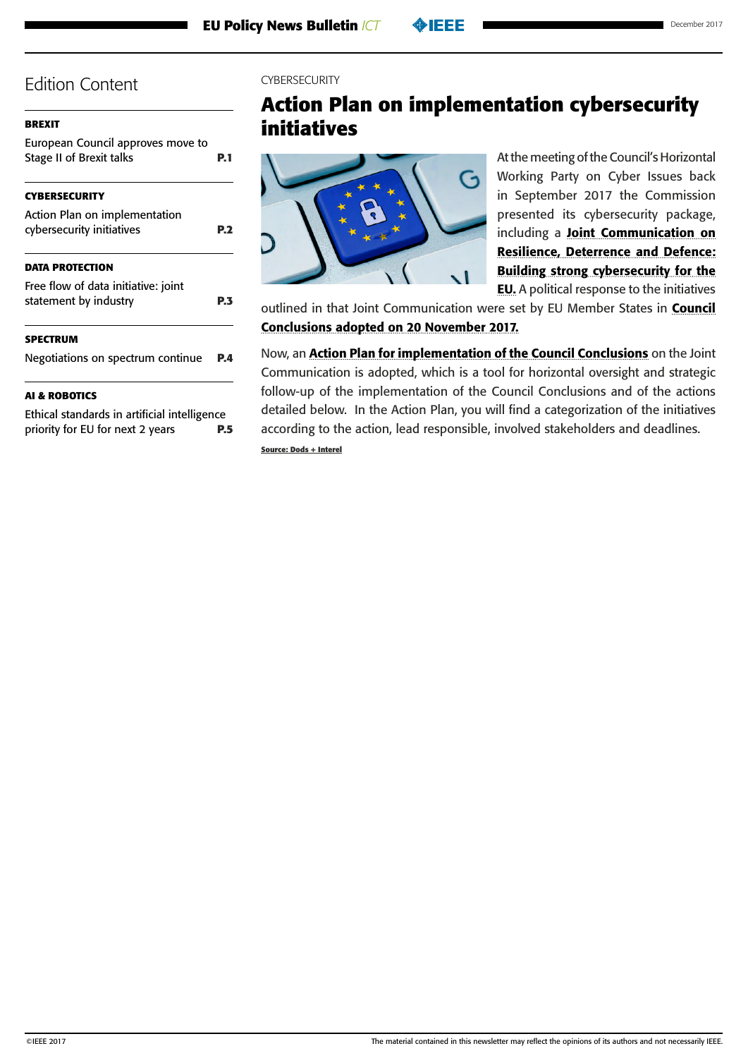# Edition Content

**BREXIT**

European Council approves move to Stage II of Brexit talks **P.1**

**CYBERSECURITY**

Action Plan on implementation cybersecurity initiatives **P.2**

**DATA PROTECTION**

Free flow of data initiative: joint statement by industry **P.3**

**SPECTRUM**

Negotiations on spectrum continue **P.4**

**AI & ROBOTICS**

Ethical standards in artificial intelligence priority for EU for next 2 years **P.5**

CYBERSECURITY

## Action Plan on implementation cybersecurity initiatives

At the meeting of the Council's Horizontal Working Party on Cyber Issues back in September 2017 the Commission presented its cybersecurity package, including a **Joint Communication on Resilience, Deterrence and Defence: Building strong cybersecurity for the EU.** A political response to the initiatives outlined in that Joint Communication were set by EU Member States in **Council Conclusions adopted on 20 November 2017.**

Now, an **Action Plan for implementation of the Council Conclusions** on the Joint Communication is adopted, which is a tool for horizontal oversight and strategic follow-up of the implementation of the Council Conclusions and of the actions detailed below. In the Action Plan, you will find a categorization of the initiatives according to the action, lead responsible, involved stakeholders and deadlines.

**Source: Dods + Interel**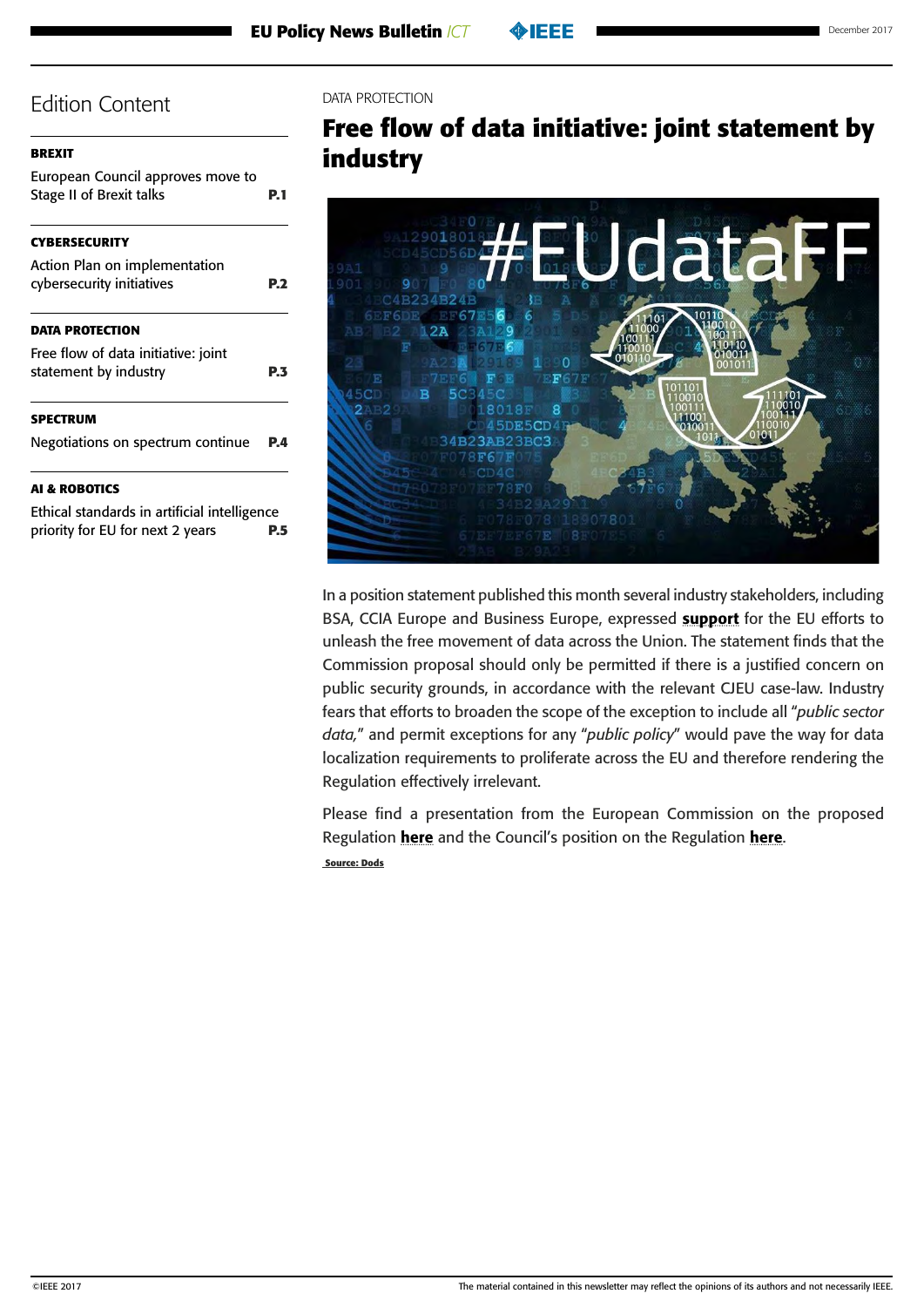# Edition Content

**BREXIT**

European Council approves move to Stage II of Brexit talks **P.1**

**CYBERSECURITY**

Action Plan on implementation cybersecurity initiatives **P.2**

**DATA PROTECTION**

Free flow of data initiative: joint statement by industry **P.3**

**SPECTRUM**

Negotiations on spectrum continue **P.4**

**AI & ROBOTICS**

Ethical standards in artificial intelligence priority for EU for next 2 years **P.5**

DATA PROTECTION

## Free flow of data initiative: joint statement by industry

In a position statement published this month several industry stakeholders, including BSA, CCIA Europe and Business Europe, expressed **support** for the EU efforts to unleash the free movement of data across the Union. The statement finds that the Commission proposal should only be permitted if there is a justified concern on public security grounds, in accordance with the relevant CJEU case-law. Industry fears that efforts to broaden the scope of the exception to include all "*public sector data,*" and permit exceptions for any "*public policy*" would pave the way for data localization requirements to proliferate across the EU and therefore rendering the Regulation effectively irrelevant.

Please find a presentation from the European Commission on the proposed Regulation **here** and the Council's position on the Regulation **here**.

**Source: Dods**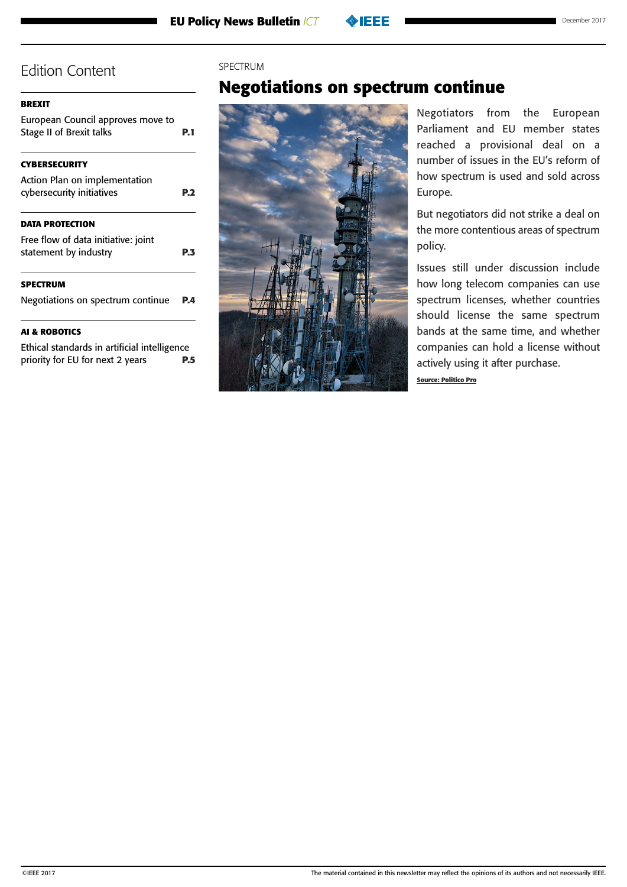## Edition Content

**BREXIT**

European Council approves move to Stage II of Brexit talks **P.1**

**CYBERSECURITY**

Action Plan on implementation cybersecurity initiatives **P.2**

**DATA PROTECTION**

Free flow of data initiative: joint statement by industry **P.3**

**SPECTRUM**

Negotiations on spectrum continue **P.4**

**AI & ROBOTICS**

Ethical standards in artificial intelligence priority for EU for next 2 years **P.5**

SPECTRUM

# Negotiations on spectrum continue

Negotiators from the European Parliament and EU member states reached a provisional deal on a number of issues in the EU's reform of how spectrum is used and sold across Europe.

But negotiators did not strike a deal on the more contentious areas of spectrum policy.

Issues still under discussion include how long telecom companies can use spectrum licenses, whether countries should license the same spectrum bands at the same time, and whether companies can hold a license without actively using it after purchase.

**Source: Politico Pro**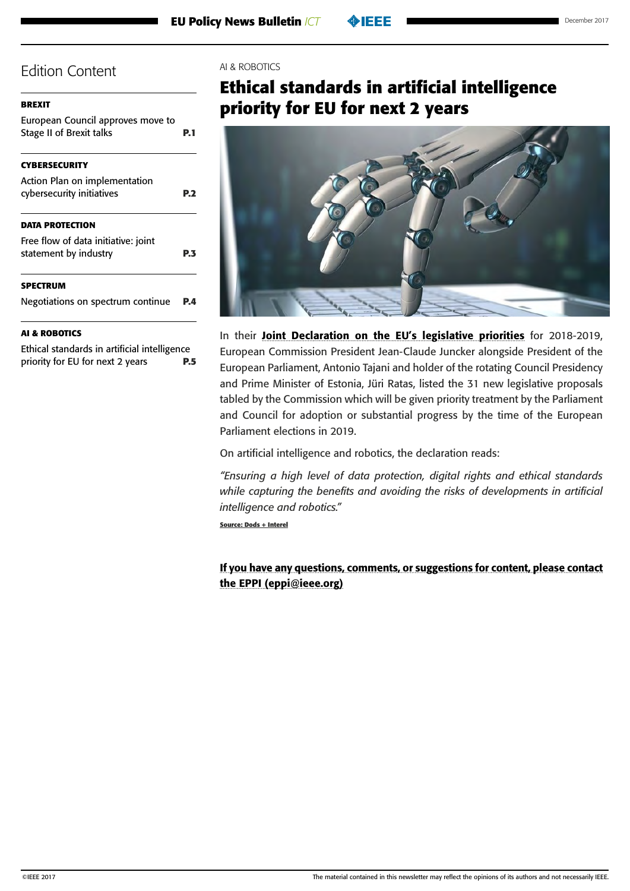## Edition Content

**BREXIT**

European Council approves move to Stage II of Brexit talks **P.1**

**CYBERSECURITY**

Action Plan on implementation cybersecurity initiatives **P.2**

**DATA PROTECTION**

Free flow of data initiative: joint statement by industry **P.3**

**SPECTRUM**

Negotiations on spectrum continue **P.4**

**AI & ROBOTICS**

Ethical standards in artificial intelligence priority for EU for next 2 years **P.5**

AI & ROBOTICS

# Ethical standards in artificial intelligence priority for EU for next 2 years

In their **Joint Declaration on the EU's legislative priorities** for 2018-2019, European Commission President Jean-Claude Juncker alongside President of the European Parliament, Antonio Tajani and holder of the rotating Council Presidency and Prime Minister of Estonia, Jüri Ratas, listed the 31 new legislative proposals tabled by the Commission which will be given priority treatment by the Parliament and Council for adoption or substantial progress by the time of the European Parliament elections in 2019.

On artificial intelligence and robotics, the declaration reads:

*"Ensuring a high level of data protection, digital rights and ethical standards while capturing the benefits and avoiding the risks of developments in artificial intelligence and robotics."*

**Source: Dods + Interel**

**If you have any questions, comments, or suggestions for content, please contact the EPPI (eppi@ieee.org)**